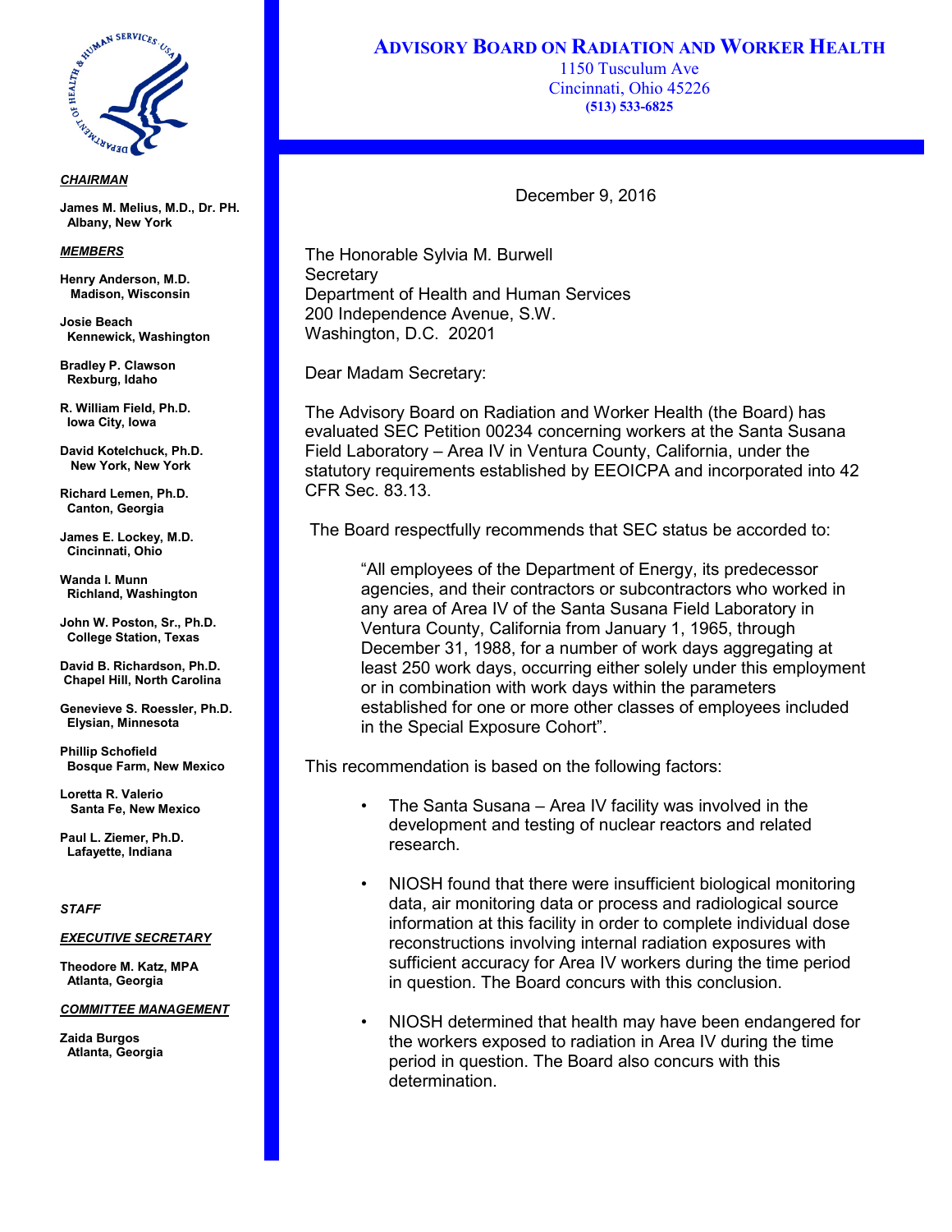# ADVISORY BOARD ON RADIATION AND WORKER HEALTH

1150 Tusculum Ave
Cincinnati, Ohio 45226
**(513) 533-6825**

***CHAIRMAN***

**James M. Melius, M.D., Dr. PH.**
**Albany, New York**

***MEMBERS***

**Henry Anderson, M.D.**
**Madison, Wisconsin**

**Josie Beach**
**Kennewick, Washington**

**Bradley P. Clawson**
**Rexburg, Idaho**

**R. William Field, Ph.D.**
**Iowa City, Iowa**

**David Kotelchuck, Ph.D.**
**New York, New York**

**Richard Lemen, Ph.D.**
**Canton, Georgia**

**James E. Lockey, M.D.**
**Cincinnati, Ohio**

**Wanda I. Munn**
**Richland, Washington**

**John W. Poston, Sr., Ph.D.**
**College Station, Texas**

**David B. Richardson, Ph.D.**
**Chapel Hill, North Carolina**

**Genevieve S. Roessler, Ph.D.**
**Elysian, Minnesota**

**Phillip Schofield**
**Bosque Farm, New Mexico**

**Loretta R. Valerio**
**Santa Fe, New Mexico**

**Paul L. Ziemer, Ph.D.**
**Lafayette, Indiana**

***STAFF***

***EXECUTIVE SECRETARY***

**Theodore M. Katz, MPA**
**Atlanta, Georgia**

***COMMITTEE MANAGEMENT***

**Zaida Burgos**
**Atlanta, Georgia**

December 9, 2016

The Honorable Sylvia M. Burwell
Secretary
Department of Health and Human Services
200 Independence Avenue, S.W.
Washington, D.C. 20201

Dear Madam Secretary:

The Advisory Board on Radiation and Worker Health (the Board) has evaluated SEC Petition 00234 concerning workers at the Santa Susana Field Laboratory – Area IV in Ventura County, California, under the statutory requirements established by EEOICPA and incorporated into 42 CFR Sec. 83.13.

The Board respectfully recommends that SEC status be accorded to:

> "All employees of the Department of Energy, its predecessor agencies, and their contractors or subcontractors who worked in any area of Area IV of the Santa Susana Field Laboratory in Ventura County, California from January 1, 1965, through December 31, 1988, for a number of work days aggregating at least 250 work days, occurring either solely under this employment or in combination with work days within the parameters established for one or more other classes of employees included in the Special Exposure Cohort".

This recommendation is based on the following factors:

- The Santa Susana – Area IV facility was involved in the development and testing of nuclear reactors and related research.
- NIOSH found that there were insufficient biological monitoring data, air monitoring data or process and radiological source information at this facility in order to complete individual dose reconstructions involving internal radiation exposures with sufficient accuracy for Area IV workers during the time period in question. The Board concurs with this conclusion.
- NIOSH determined that health may have been endangered for the workers exposed to radiation in Area IV during the time period in question. The Board also concurs with this determination.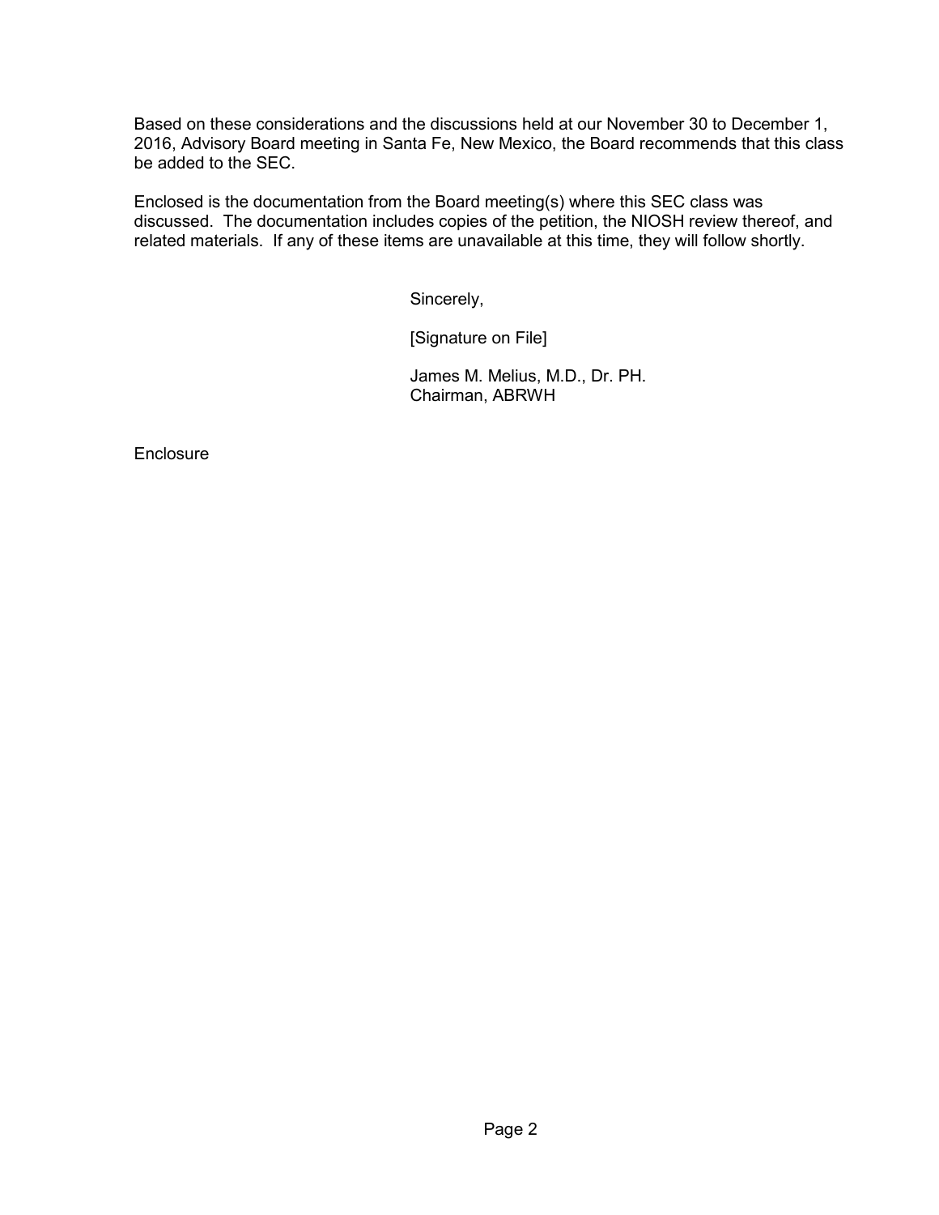Based on these considerations and the discussions held at our November 30 to December 1, 2016, Advisory Board meeting in Santa Fe, New Mexico, the Board recommends that this class be added to the SEC.

Enclosed is the documentation from the Board meeting(s) where this SEC class was discussed. The documentation includes copies of the petition, the NIOSH review thereof, and related materials. If any of these items are unavailable at this time, they will follow shortly.

Sincerely,

[Signature on File]

James M. Melius, M.D., Dr. PH.
Chairman, ABRWH

Enclosure